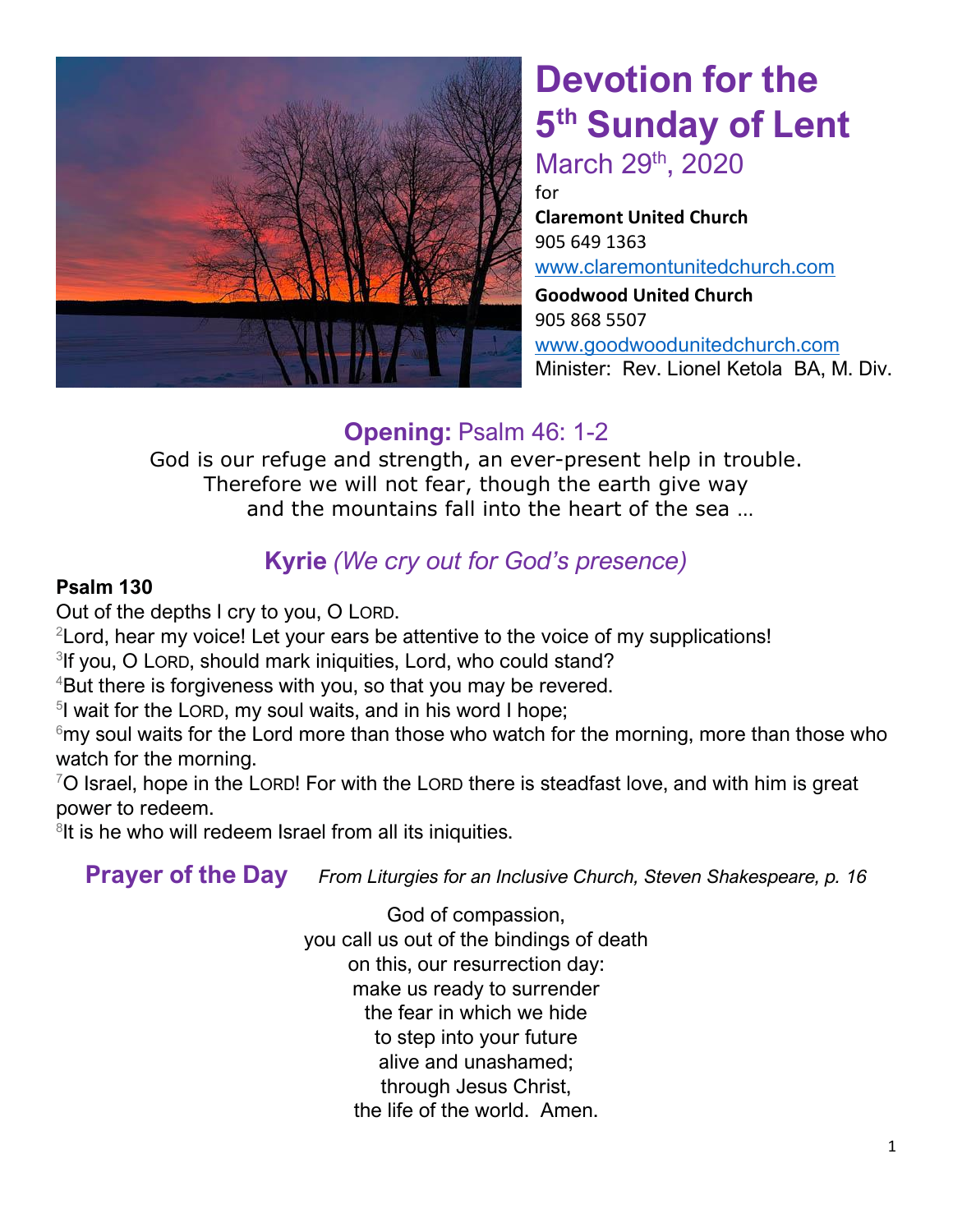# Devotion for the 5th Sunday of Lent

## March 29th, 2020

for

**Claremont United Church**
905 649 1363
www.claremontunitedchurch.com

**Goodwood United Church**
905 868 5507
www.goodwoodunitedchurch.com

Minister: Rev. Lionel Ketola BA, M. Div.

## **Opening:** Psalm 46: 1-2

God is our refuge and strength, an ever-present help in trouble.
Therefore we will not fear, though the earth give way
and the mountains fall into the heart of the sea …

## **Kyrie** *(We cry out for God's presence)*

**Psalm 130**

Out of the depths I cry to you, O LORD.
[2]Lord, hear my voice! Let your ears be attentive to the voice of my supplications!
[3]If you, O LORD, should mark iniquities, Lord, who could stand?
[4]But there is forgiveness with you, so that you may be revered.
[5]I wait for the LORD, my soul waits, and in his word I hope;
[6]my soul waits for the Lord more than those who watch for the morning, more than those who watch for the morning.
[7]O Israel, hope in the LORD! For with the LORD there is steadfast love, and with him is great power to redeem.
[8]It is he who will redeem Israel from all its iniquities.

## **Prayer of the Day** *From Liturgies for an Inclusive Church, Steven Shakespeare, p. 16*

God of compassion,
you call us out of the bindings of death
on this, our resurrection day:
make us ready to surrender
the fear in which we hide
to step into your future
alive and unashamed;
through Jesus Christ,
the life of the world. Amen.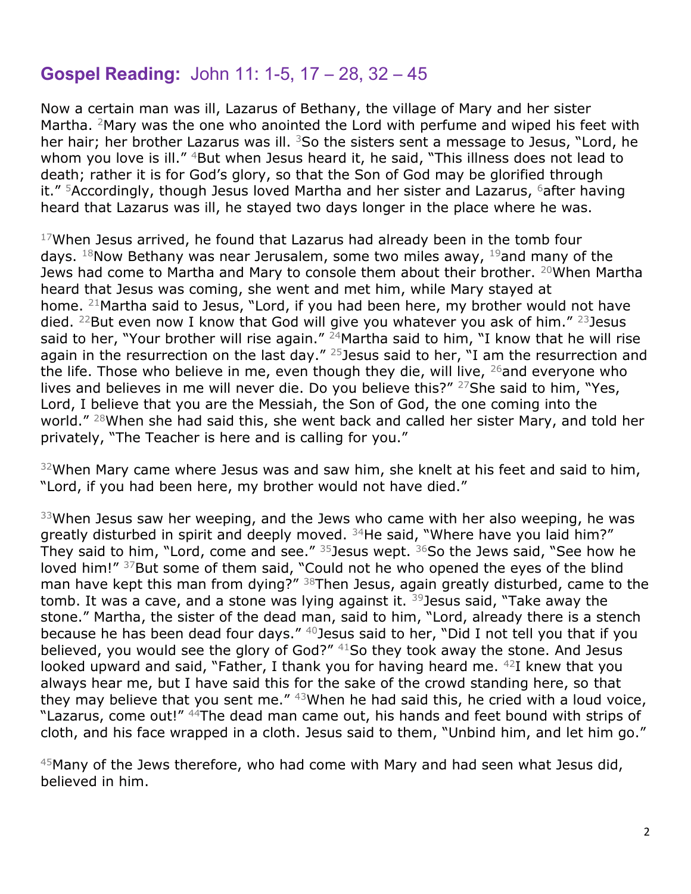## **Gospel Reading:** John 11: 1-5, 17 – 28, 32 – 45

Now a certain man was ill, Lazarus of Bethany, the village of Mary and her sister Martha. [2]Mary was the one who anointed the Lord with perfume and wiped his feet with her hair; her brother Lazarus was ill. [3]So the sisters sent a message to Jesus, "Lord, he whom you love is ill." [4]But when Jesus heard it, he said, "This illness does not lead to death; rather it is for God's glory, so that the Son of God may be glorified through it." [5]Accordingly, though Jesus loved Martha and her sister and Lazarus, [6]after having heard that Lazarus was ill, he stayed two days longer in the place where he was.

[17]When Jesus arrived, he found that Lazarus had already been in the tomb four days. [18]Now Bethany was near Jerusalem, some two miles away, [19]and many of the Jews had come to Martha and Mary to console them about their brother. [20]When Martha heard that Jesus was coming, she went and met him, while Mary stayed at home. [21]Martha said to Jesus, "Lord, if you had been here, my brother would not have died. [22]But even now I know that God will give you whatever you ask of him." [23]Jesus said to her, "Your brother will rise again." [24]Martha said to him, "I know that he will rise again in the resurrection on the last day." [25]Jesus said to her, "I am the resurrection and the life. Those who believe in me, even though they die, will live, [26]and everyone who lives and believes in me will never die. Do you believe this?" [27]She said to him, "Yes, Lord, I believe that you are the Messiah, the Son of God, the one coming into the world." [28]When she had said this, she went back and called her sister Mary, and told her privately, "The Teacher is here and is calling for you."

[32]When Mary came where Jesus was and saw him, she knelt at his feet and said to him, "Lord, if you had been here, my brother would not have died."

[33]When Jesus saw her weeping, and the Jews who came with her also weeping, he was greatly disturbed in spirit and deeply moved. [34]He said, "Where have you laid him?" They said to him, "Lord, come and see." [35]Jesus wept. [36]So the Jews said, "See how he loved him!" [37]But some of them said, "Could not he who opened the eyes of the blind man have kept this man from dying?" [38]Then Jesus, again greatly disturbed, came to the tomb. It was a cave, and a stone was lying against it. [39]Jesus said, "Take away the stone." Martha, the sister of the dead man, said to him, "Lord, already there is a stench because he has been dead four days." [40]Jesus said to her, "Did I not tell you that if you believed, you would see the glory of God?" [41]So they took away the stone. And Jesus looked upward and said, "Father, I thank you for having heard me. [42]I knew that you always hear me, but I have said this for the sake of the crowd standing here, so that they may believe that you sent me." [43]When he had said this, he cried with a loud voice, "Lazarus, come out!" [44]The dead man came out, his hands and feet bound with strips of cloth, and his face wrapped in a cloth. Jesus said to them, "Unbind him, and let him go."

[45]Many of the Jews therefore, who had come with Mary and had seen what Jesus did, believed in him.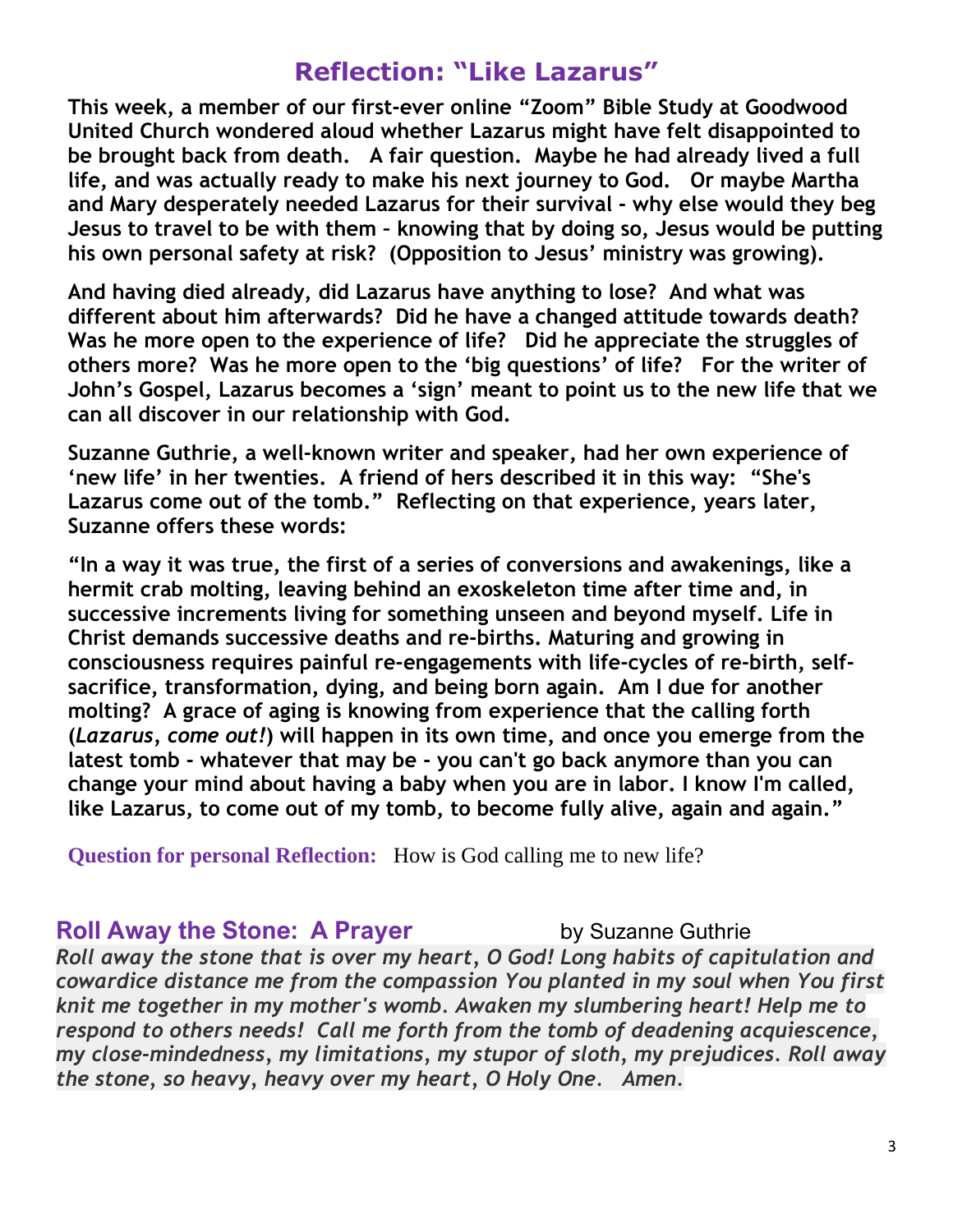# Reflection: "Like Lazarus"

**This week, a member of our first-ever online "Zoom" Bible Study at Goodwood United Church wondered aloud whether Lazarus might have felt disappointed to be brought back from death. A fair question. Maybe he had already lived a full life, and was actually ready to make his next journey to God. Or maybe Martha and Mary desperately needed Lazarus for their survival - why else would they beg Jesus to travel to be with them – knowing that by doing so, Jesus would be putting his own personal safety at risk? (Opposition to Jesus' ministry was growing).**

**And having died already, did Lazarus have anything to lose? And what was different about him afterwards? Did he have a changed attitude towards death? Was he more open to the experience of life? Did he appreciate the struggles of others more? Was he more open to the 'big questions' of life? For the writer of John's Gospel, Lazarus becomes a 'sign' meant to point us to the new life that we can all discover in our relationship with God.**

**Suzanne Guthrie, a well-known writer and speaker, had her own experience of 'new life' in her twenties. A friend of hers described it in this way: "She's Lazarus come out of the tomb." Reflecting on that experience, years later, Suzanne offers these words:**

**"In a way it was true, the first of a series of conversions and awakenings, like a hermit crab molting, leaving behind an exoskeleton time after time and, in successive increments living for something unseen and beyond myself. Life in Christ demands successive deaths and re-births. Maturing and growing in consciousness requires painful re-engagements with life-cycles of re-birth, self-sacrifice, transformation, dying, and being born again. Am I due for another molting? A grace of aging is knowing from experience that the calling forth (*Lazarus, come out!*) will happen in its own time, and once you emerge from the latest tomb - whatever that may be - you can't go back anymore than you can change your mind about having a baby when you are in labor. I know I'm called, like Lazarus, to come out of my tomb, to become fully alive, again and again."**

**Question for personal Reflection:** How is God calling me to new life?

## Roll Away the Stone: A Prayer

by Suzanne Guthrie

*Roll away the stone that is over my heart, O God! Long habits of capitulation and cowardice distance me from the compassion You planted in my soul when You first knit me together in my mother's womb. Awaken my slumbering heart! Help me to respond to others needs! Call me forth from the tomb of deadening acquiescence, my close-mindedness, my limitations, my stupor of sloth, my prejudices. Roll away the stone, so heavy, heavy over my heart, O Holy One. Amen.*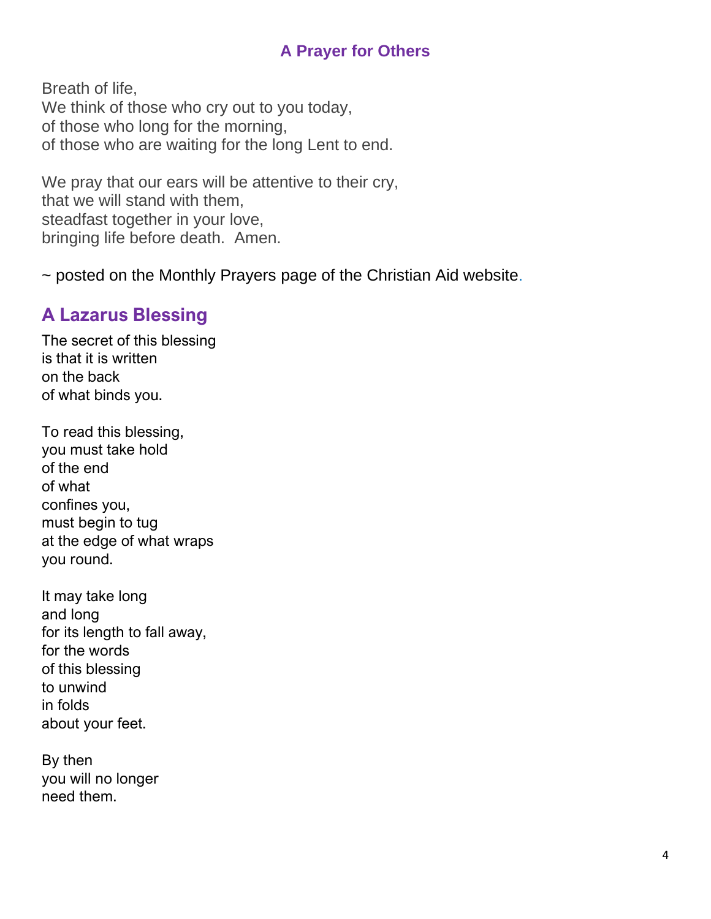### A Prayer for Others

Breath of life,
We think of those who cry out to you today,
of those who long for the morning,
of those who are waiting for the long Lent to end.

We pray that our ears will be attentive to their cry,
that we will stand with them,
steadfast together in your love,
bringing life before death. Amen.

~ posted on the Monthly Prayers page of the Christian Aid website.

## A Lazarus Blessing

The secret of this blessing
is that it is written
on the back
of what binds you.

To read this blessing,
you must take hold
of the end
of what
confines you,
must begin to tug
at the edge of what wraps
you round.

It may take long
and long
for its length to fall away,
for the words
of this blessing
to unwind
in folds
about your feet.

By then
you will no longer
need them.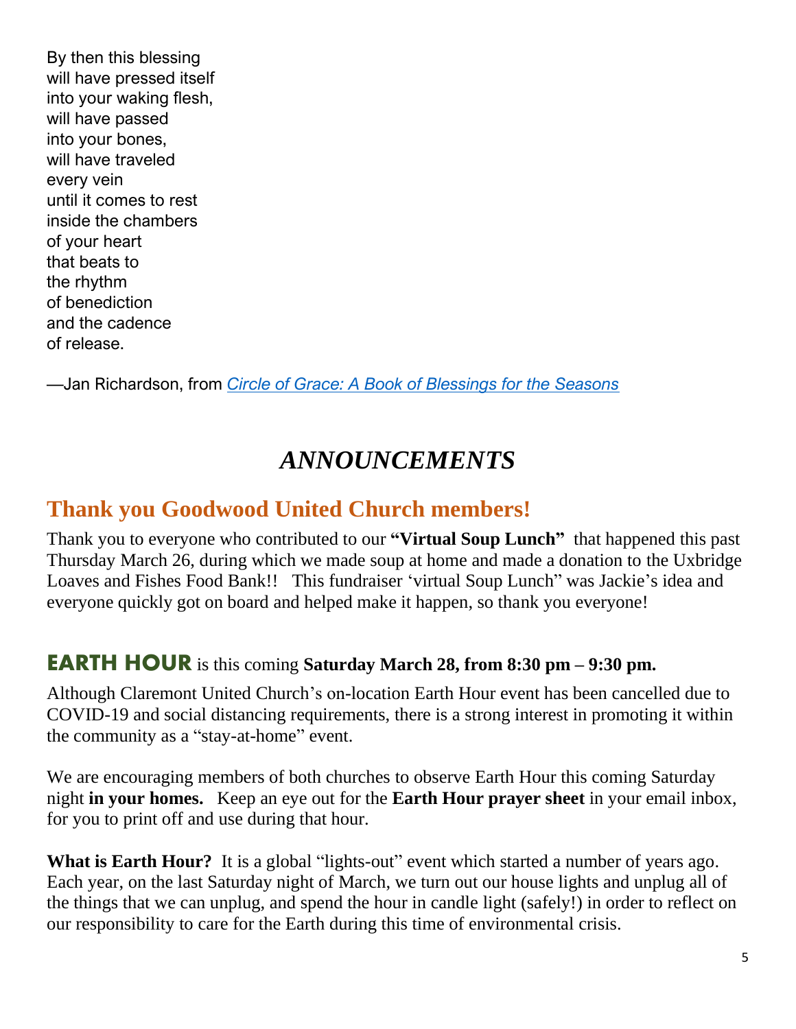By then this blessing  
will have pressed itself  
into your waking flesh,  
will have passed  
into your bones,  
will have traveled  
every vein  
until it comes to rest  
inside the chambers  
of your heart  
that beats to  
the rhythm  
of benediction  
and the cadence  
of release.

—Jan Richardson, from *Circle of Grace: A Book of Blessings for the Seasons*

# *ANNOUNCEMENTS*

## Thank you Goodwood United Church members!

Thank you to everyone who contributed to our **"Virtual Soup Lunch"** that happened this past Thursday March 26, during which we made soup at home and made a donation to the Uxbridge Loaves and Fishes Food Bank!! This fundraiser 'virtual Soup Lunch" was Jackie's idea and everyone quickly got on board and helped make it happen, so thank you everyone!

## **EARTH HOUR** is this coming **Saturday March 28, from 8:30 pm – 9:30 pm.**

Although Claremont United Church's on-location Earth Hour event has been cancelled due to COVID-19 and social distancing requirements, there is a strong interest in promoting it within the community as a "stay-at-home" event.

We are encouraging members of both churches to observe Earth Hour this coming Saturday night **in your homes.** Keep an eye out for the **Earth Hour prayer sheet** in your email inbox, for you to print off and use during that hour.

**What is Earth Hour?** It is a global "lights-out" event which started a number of years ago. Each year, on the last Saturday night of March, we turn out our house lights and unplug all of the things that we can unplug, and spend the hour in candle light (safely!) in order to reflect on our responsibility to care for the Earth during this time of environmental crisis.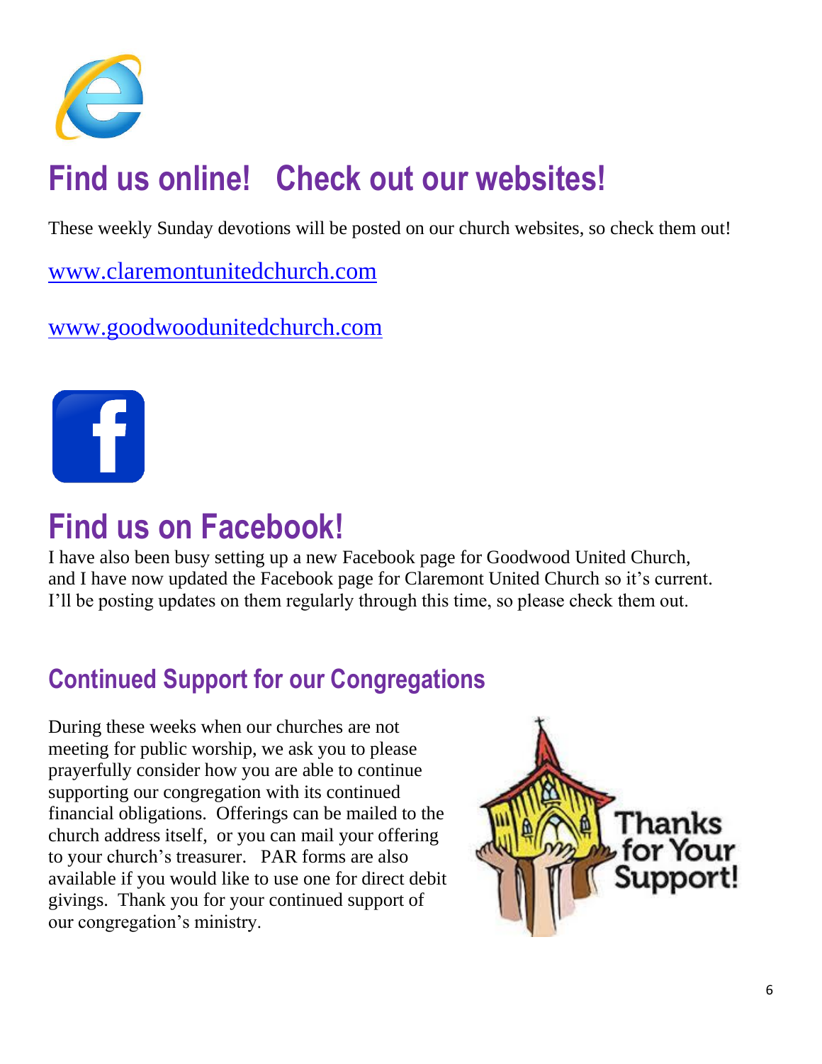# Find us online! Check out our websites!

These weekly Sunday devotions will be posted on our church websites, so check them out!

www.claremontunitedchurch.com

www.goodwoodunitedchurch.com

# Find us on Facebook!

I have also been busy setting up a new Facebook page for Goodwood United Church, and I have now updated the Facebook page for Claremont United Church so it's current. I'll be posting updates on them regularly through this time, so please check them out.

## Continued Support for our Congregations

During these weeks when our churches are not meeting for public worship, we ask you to please prayerfully consider how you are able to continue supporting our congregation with its continued financial obligations. Offerings can be mailed to the church address itself, or you can mail your offering to your church's treasurer. PAR forms are also available if you would like to use one for direct debit givings. Thank you for your continued support of our congregation's ministry.